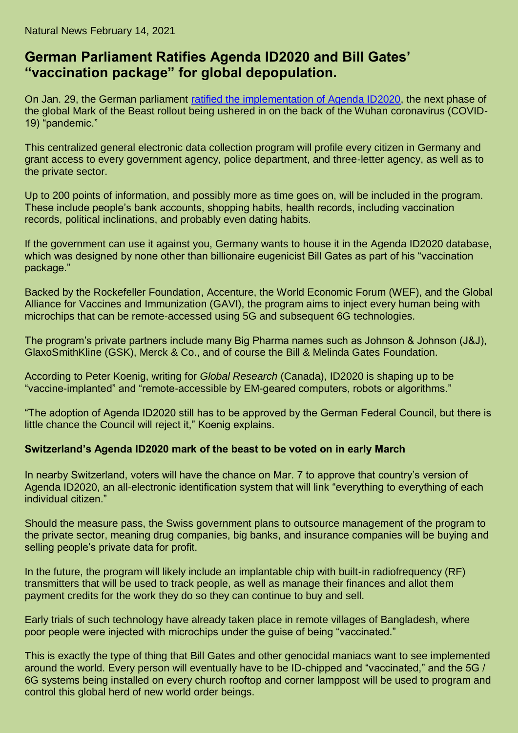Natural News February 14, 2021

# German Parliament Ratifies Agenda ID2020 and Bill Gates' "vaccination package" for global depopulation.

On Jan. 29, the German parliament ratified the implementation of Agenda ID2020, the next phase of the global Mark of the Beast rollout being ushered in on the back of the Wuhan coronavirus (COVID-19) "pandemic."

This centralized general electronic data collection program will profile every citizen in Germany and grant access to every government agency, police department, and three-letter agency, as well as to the private sector.

Up to 200 points of information, and possibly more as time goes on, will be included in the program. These include people's bank accounts, shopping habits, health records, including vaccination records, political inclinations, and probably even dating habits.

If the government can use it against you, Germany wants to house it in the Agenda ID2020 database, which was designed by none other than billionaire eugenicist Bill Gates as part of his "vaccination package."

Backed by the Rockefeller Foundation, Accenture, the World Economic Forum (WEF), and the Global Alliance for Vaccines and Immunization (GAVI), the program aims to inject every human being with microchips that can be remote-accessed using 5G and subsequent 6G technologies.

The program's private partners include many Big Pharma names such as Johnson & Johnson (J&J), GlaxoSmithKline (GSK), Merck & Co., and of course the Bill & Melinda Gates Foundation.

According to Peter Koenig, writing for *Global Research* (Canada), ID2020 is shaping up to be "vaccine-implanted" and "remote-accessible by EM-geared computers, robots or algorithms."

"The adoption of Agenda ID2020 still has to be approved by the German Federal Council, but there is little chance the Council will reject it," Koenig explains.

**Switzerland's Agenda ID2020 mark of the beast to be voted on in early March**

In nearby Switzerland, voters will have the chance on Mar. 7 to approve that country's version of Agenda ID2020, an all-electronic identification system that will link "everything to everything of each individual citizen."

Should the measure pass, the Swiss government plans to outsource management of the program to the private sector, meaning drug companies, big banks, and insurance companies will be buying and selling people's private data for profit.

In the future, the program will likely include an implantable chip with built-in radiofrequency (RF) transmitters that will be used to track people, as well as manage their finances and allot them payment credits for the work they do so they can continue to buy and sell.

Early trials of such technology have already taken place in remote villages of Bangladesh, where poor people were injected with microchips under the guise of being "vaccinated."

This is exactly the type of thing that Bill Gates and other genocidal maniacs want to see implemented around the world. Every person will eventually have to be ID-chipped and "vaccinated," and the 5G / 6G systems being installed on every church rooftop and corner lamppost will be used to program and control this global herd of new world order beings.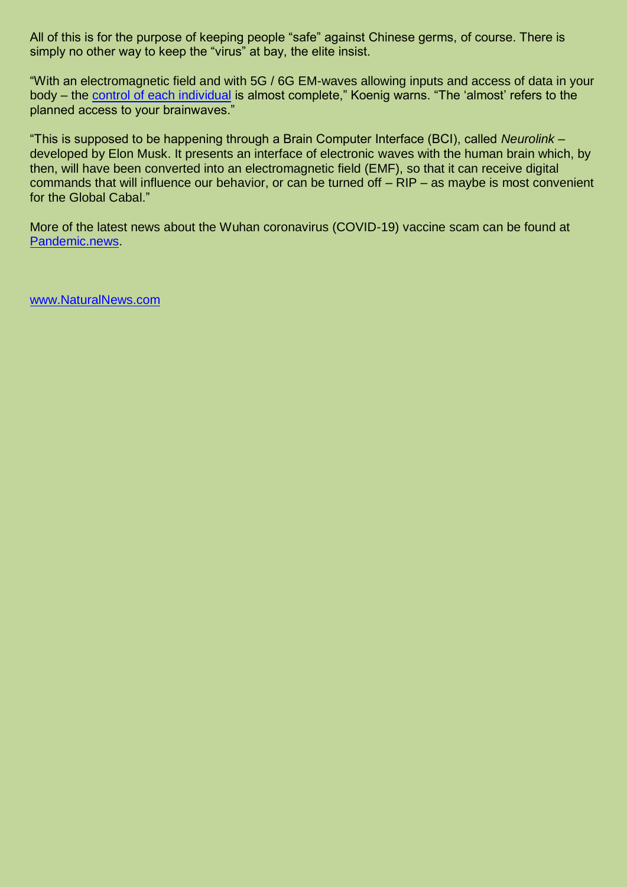All of this is for the purpose of keeping people "safe" against Chinese germs, of course. There is simply no other way to keep the "virus" at bay, the elite insist.

"With an electromagnetic field and with 5G / 6G EM-waves allowing inputs and access of data in your body – the [control of each individual]() is almost complete," Koenig warns. "The 'almost' refers to the planned access to your brainwaves."

"This is supposed to be happening through a Brain Computer Interface (BCI), called *Neurolink* – developed by Elon Musk. It presents an interface of electronic waves with the human brain which, by then, will have been converted into an electromagnetic field (EMF), so that it can receive digital commands that will influence our behavior, or can be turned off – RIP – as maybe is most convenient for the Global Cabal."

More of the latest news about the Wuhan coronavirus (COVID-19) vaccine scam can be found at [Pandemic.news]().

[www.NaturalNews.com]()